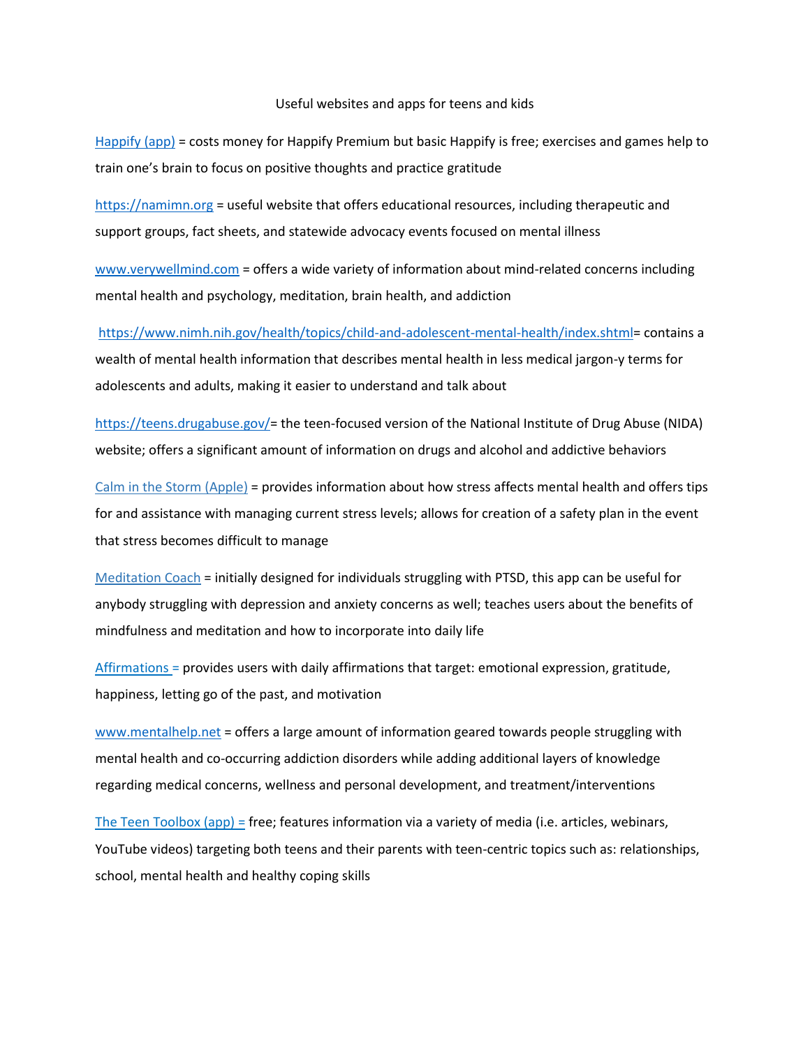# Useful websites and apps for teens and kids

Happify (app) = costs money for Happify Premium but basic Happify is free; exercises and games help to train one's brain to focus on positive thoughts and practice gratitude

https://namimn.org = useful website that offers educational resources, including therapeutic and support groups, fact sheets, and statewide advocacy events focused on mental illness

www.verywellmind.com = offers a wide variety of information about mind-related concerns including mental health and psychology, meditation, brain health, and addiction

https://www.nimh.nih.gov/health/topics/child-and-adolescent-mental-health/index.shtml= contains a wealth of mental health information that describes mental health in less medical jargon-y terms for adolescents and adults, making it easier to understand and talk about

https://teens.drugabuse.gov/= the teen-focused version of the National Institute of Drug Abuse (NIDA) website; offers a significant amount of information on drugs and alcohol and addictive behaviors

Calm in the Storm (Apple) = provides information about how stress affects mental health and offers tips for and assistance with managing current stress levels; allows for creation of a safety plan in the event that stress becomes difficult to manage

Meditation Coach = initially designed for individuals struggling with PTSD, this app can be useful for anybody struggling with depression and anxiety concerns as well; teaches users about the benefits of mindfulness and meditation and how to incorporate into daily life

Affirmations = provides users with daily affirmations that target: emotional expression, gratitude, happiness, letting go of the past, and motivation

www.mentalhelp.net = offers a large amount of information geared towards people struggling with mental health and co-occurring addiction disorders while adding additional layers of knowledge regarding medical concerns, wellness and personal development, and treatment/interventions

The Teen Toolbox (app) = free; features information via a variety of media (i.e. articles, webinars, YouTube videos) targeting both teens and their parents with teen-centric topics such as: relationships, school, mental health and healthy coping skills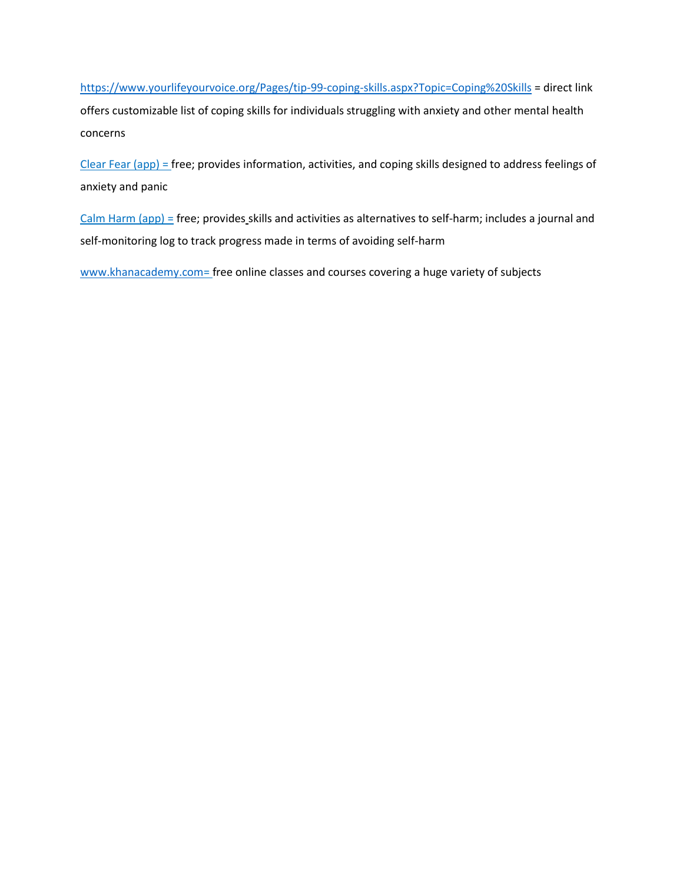https://www.yourlifeyourvoice.org/Pages/tip-99-coping-skills.aspx?Topic=Coping%20Skills = direct link offers customizable list of coping skills for individuals struggling with anxiety and other mental health concerns

Clear Fear (app) = free; provides information, activities, and coping skills designed to address feelings of anxiety and panic

Calm Harm (app) = free; provides skills and activities as alternatives to self-harm; includes a journal and self-monitoring log to track progress made in terms of avoiding self-harm

www.khanacademy.com= free online classes and courses covering a huge variety of subjects